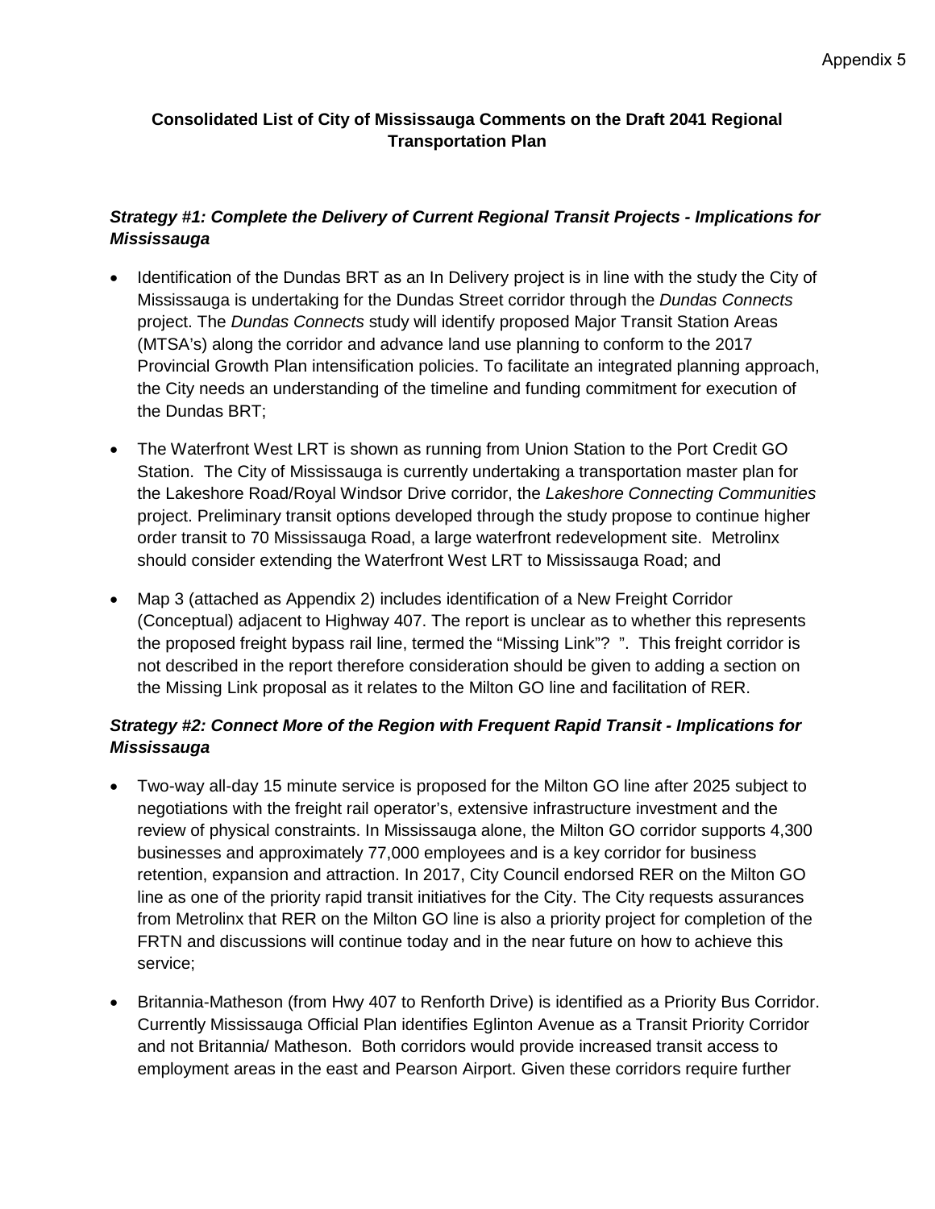Appendix 5

**Consolidated List of City of Mississauga Comments on the Draft 2041 Regional Transportation Plan**

***Strategy #1: Complete the Delivery of Current Regional Transit Projects - Implications for Mississauga***

- Identification of the Dundas BRT as an In Delivery project is in line with the study the City of Mississauga is undertaking for the Dundas Street corridor through the *Dundas Connects* project. The *Dundas Connects* study will identify proposed Major Transit Station Areas (MTSA's) along the corridor and advance land use planning to conform to the 2017 Provincial Growth Plan intensification policies. To facilitate an integrated planning approach, the City needs an understanding of the timeline and funding commitment for execution of the Dundas BRT;
- The Waterfront West LRT is shown as running from Union Station to the Port Credit GO Station. The City of Mississauga is currently undertaking a transportation master plan for the Lakeshore Road/Royal Windsor Drive corridor, the *Lakeshore Connecting Communities* project. Preliminary transit options developed through the study propose to continue higher order transit to 70 Mississauga Road, a large waterfront redevelopment site. Metrolinx should consider extending the Waterfront West LRT to Mississauga Road; and
- Map 3 (attached as Appendix 2) includes identification of a New Freight Corridor (Conceptual) adjacent to Highway 407. The report is unclear as to whether this represents the proposed freight bypass rail line, termed the "Missing Link"? ". This freight corridor is not described in the report therefore consideration should be given to adding a section on the Missing Link proposal as it relates to the Milton GO line and facilitation of RER.

***Strategy #2: Connect More of the Region with Frequent Rapid Transit - Implications for Mississauga***

- Two-way all-day 15 minute service is proposed for the Milton GO line after 2025 subject to negotiations with the freight rail operator's, extensive infrastructure investment and the review of physical constraints. In Mississauga alone, the Milton GO corridor supports 4,300 businesses and approximately 77,000 employees and is a key corridor for business retention, expansion and attraction. In 2017, City Council endorsed RER on the Milton GO line as one of the priority rapid transit initiatives for the City. The City requests assurances from Metrolinx that RER on the Milton GO line is also a priority project for completion of the FRTN and discussions will continue today and in the near future on how to achieve this service;
- Britannia-Matheson (from Hwy 407 to Renforth Drive) is identified as a Priority Bus Corridor. Currently Mississauga Official Plan identifies Eglinton Avenue as a Transit Priority Corridor and not Britannia/ Matheson. Both corridors would provide increased transit access to employment areas in the east and Pearson Airport. Given these corridors require further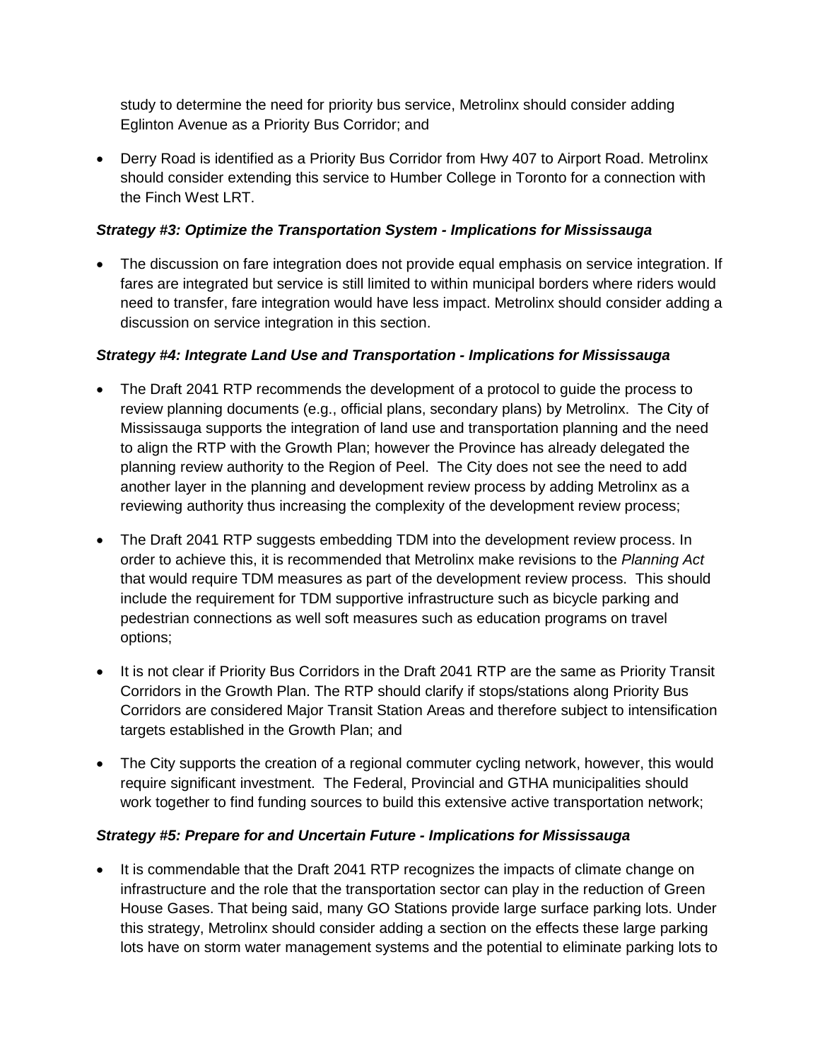study to determine the need for priority bus service, Metrolinx should consider adding Eglinton Avenue as a Priority Bus Corridor; and

- Derry Road is identified as a Priority Bus Corridor from Hwy 407 to Airport Road. Metrolinx should consider extending this service to Humber College in Toronto for a connection with the Finch West LRT.

***Strategy #3: Optimize the Transportation System - Implications for Mississauga***

- The discussion on fare integration does not provide equal emphasis on service integration. If fares are integrated but service is still limited to within municipal borders where riders would need to transfer, fare integration would have less impact. Metrolinx should consider adding a discussion on service integration in this section.

***Strategy #4: Integrate Land Use and Transportation - Implications for Mississauga***

- The Draft 2041 RTP recommends the development of a protocol to guide the process to review planning documents (e.g., official plans, secondary plans) by Metrolinx. The City of Mississauga supports the integration of land use and transportation planning and the need to align the RTP with the Growth Plan; however the Province has already delegated the planning review authority to the Region of Peel. The City does not see the need to add another layer in the planning and development review process by adding Metrolinx as a reviewing authority thus increasing the complexity of the development review process;

- The Draft 2041 RTP suggests embedding TDM into the development review process. In order to achieve this, it is recommended that Metrolinx make revisions to the *Planning Act* that would require TDM measures as part of the development review process. This should include the requirement for TDM supportive infrastructure such as bicycle parking and pedestrian connections as well soft measures such as education programs on travel options;

- It is not clear if Priority Bus Corridors in the Draft 2041 RTP are the same as Priority Transit Corridors in the Growth Plan. The RTP should clarify if stops/stations along Priority Bus Corridors are considered Major Transit Station Areas and therefore subject to intensification targets established in the Growth Plan; and

- The City supports the creation of a regional commuter cycling network, however, this would require significant investment. The Federal, Provincial and GTHA municipalities should work together to find funding sources to build this extensive active transportation network;

***Strategy #5: Prepare for and Uncertain Future - Implications for Mississauga***

- It is commendable that the Draft 2041 RTP recognizes the impacts of climate change on infrastructure and the role that the transportation sector can play in the reduction of Green House Gases. That being said, many GO Stations provide large surface parking lots. Under this strategy, Metrolinx should consider adding a section on the effects these large parking lots have on storm water management systems and the potential to eliminate parking lots to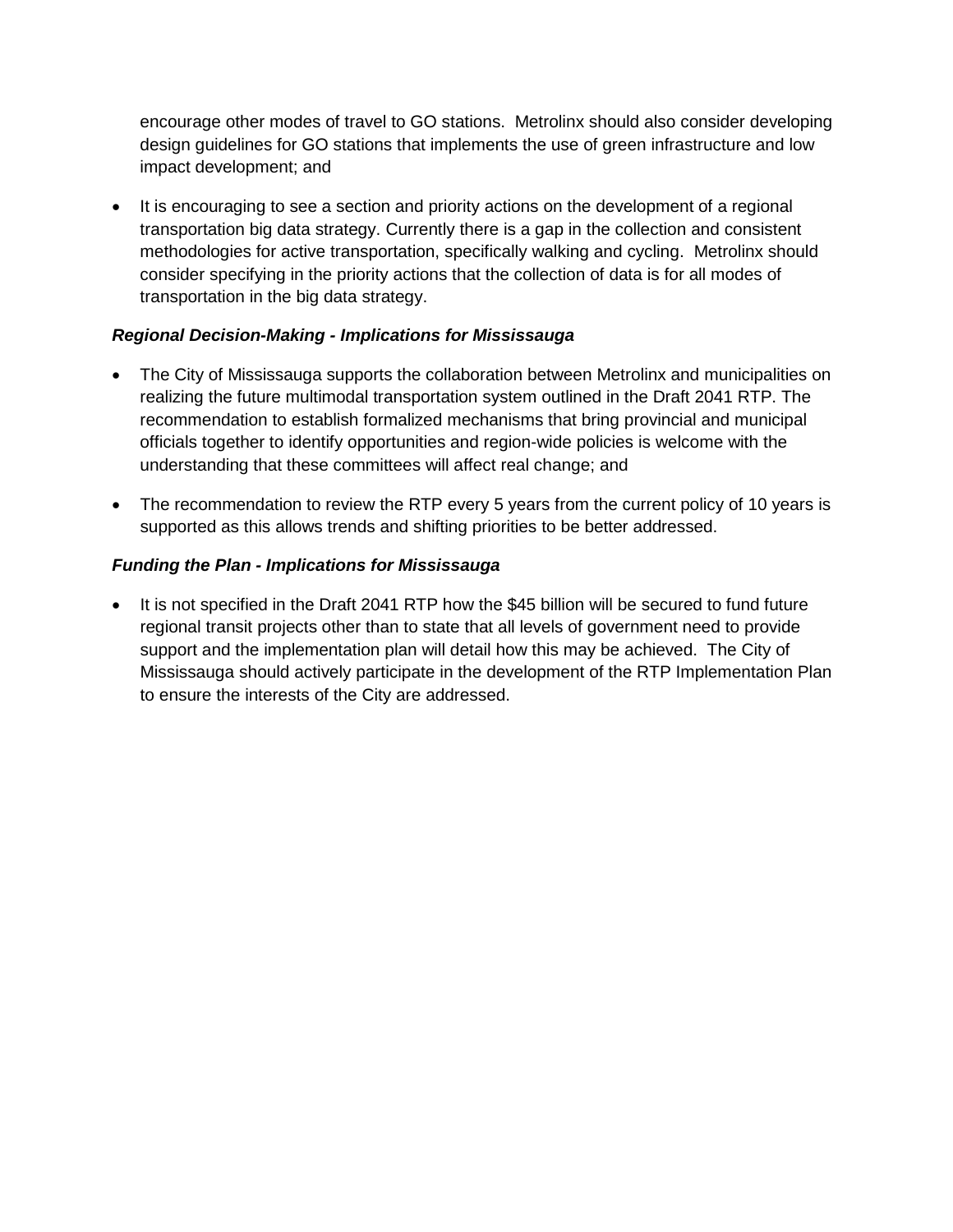encourage other modes of travel to GO stations.  Metrolinx should also consider developing design guidelines for GO stations that implements the use of green infrastructure and low impact development; and

- It is encouraging to see a section and priority actions on the development of a regional transportation big data strategy. Currently there is a gap in the collection and consistent methodologies for active transportation, specifically walking and cycling.  Metrolinx should consider specifying in the priority actions that the collection of data is for all modes of transportation in the big data strategy.

***Regional Decision-Making - Implications for Mississauga***

- The City of Mississauga supports the collaboration between Metrolinx and municipalities on realizing the future multimodal transportation system outlined in the Draft 2041 RTP. The recommendation to establish formalized mechanisms that bring provincial and municipal officials together to identify opportunities and region-wide policies is welcome with the understanding that these committees will affect real change; and
- The recommendation to review the RTP every 5 years from the current policy of 10 years is supported as this allows trends and shifting priorities to be better addressed.

***Funding the Plan - Implications for Mississauga***

- It is not specified in the Draft 2041 RTP how the $45 billion will be secured to fund future regional transit projects other than to state that all levels of government need to provide support and the implementation plan will detail how this may be achieved.  The City of Mississauga should actively participate in the development of the RTP Implementation Plan to ensure the interests of the City are addressed.